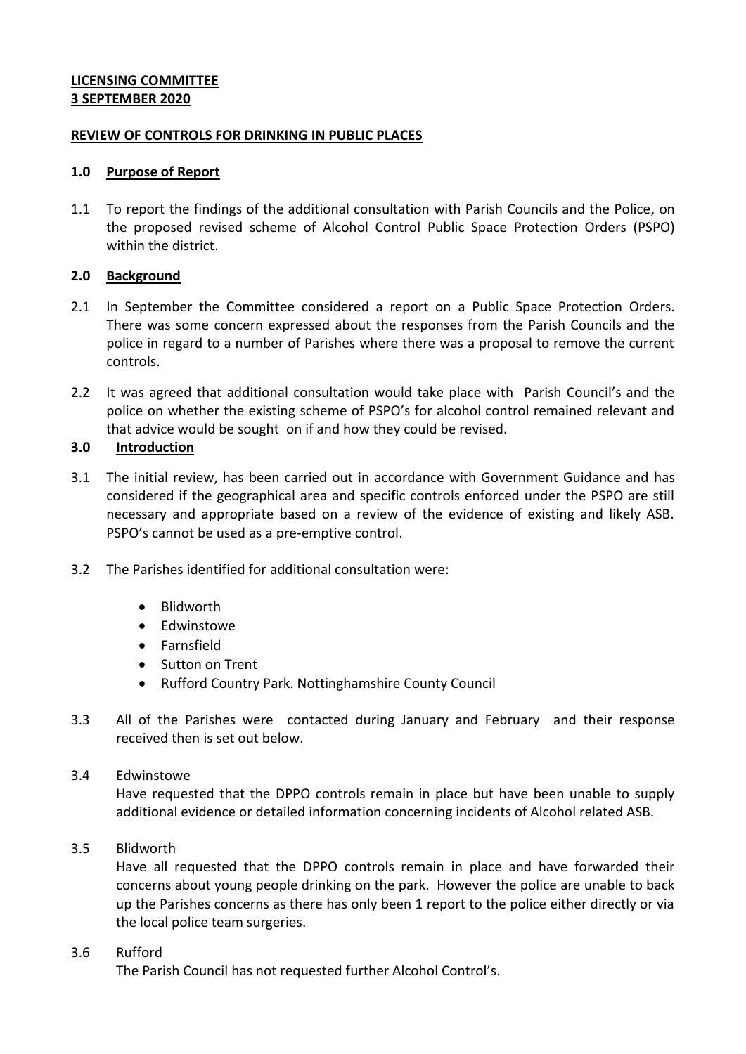**LICENSING COMMITTEE**
**3 SEPTEMBER 2020**

**REVIEW OF CONTROLS FOR DRINKING IN PUBLIC PLACES**

## 1.0 Purpose of Report

1.1 To report the findings of the additional consultation with Parish Councils and the Police, on the proposed revised scheme of Alcohol Control Public Space Protection Orders (PSPO) within the district.

## 2.0 Background

2.1 In September the Committee considered a report on a Public Space Protection Orders. There was some concern expressed about the responses from the Parish Councils and the police in regard to a number of Parishes where there was a proposal to remove the current controls.

2.2 It was agreed that additional consultation would take place with Parish Council's and the police on whether the existing scheme of PSPO's for alcohol control remained relevant and that advice would be sought on if and how they could be revised.

## 3.0 Introduction

3.1 The initial review, has been carried out in accordance with Government Guidance and has considered if the geographical area and specific controls enforced under the PSPO are still necessary and appropriate based on a review of the evidence of existing and likely ASB. PSPO's cannot be used as a pre-emptive control.

3.2 The Parishes identified for additional consultation were:

- Blidworth
- Edwinstowe
- Farnsfield
- Sutton on Trent
- Rufford Country Park. Nottinghamshire County Council

3.3 All of the Parishes were contacted during January and February and their response received then is set out below.

3.4 Edwinstowe
Have requested that the DPPO controls remain in place but have been unable to supply additional evidence or detailed information concerning incidents of Alcohol related ASB.

3.5 Blidworth
Have all requested that the DPPO controls remain in place and have forwarded their concerns about young people drinking on the park. However the police are unable to back up the Parishes concerns as there has only been 1 report to the police either directly or via the local police team surgeries.

3.6 Rufford
The Parish Council has not requested further Alcohol Control's.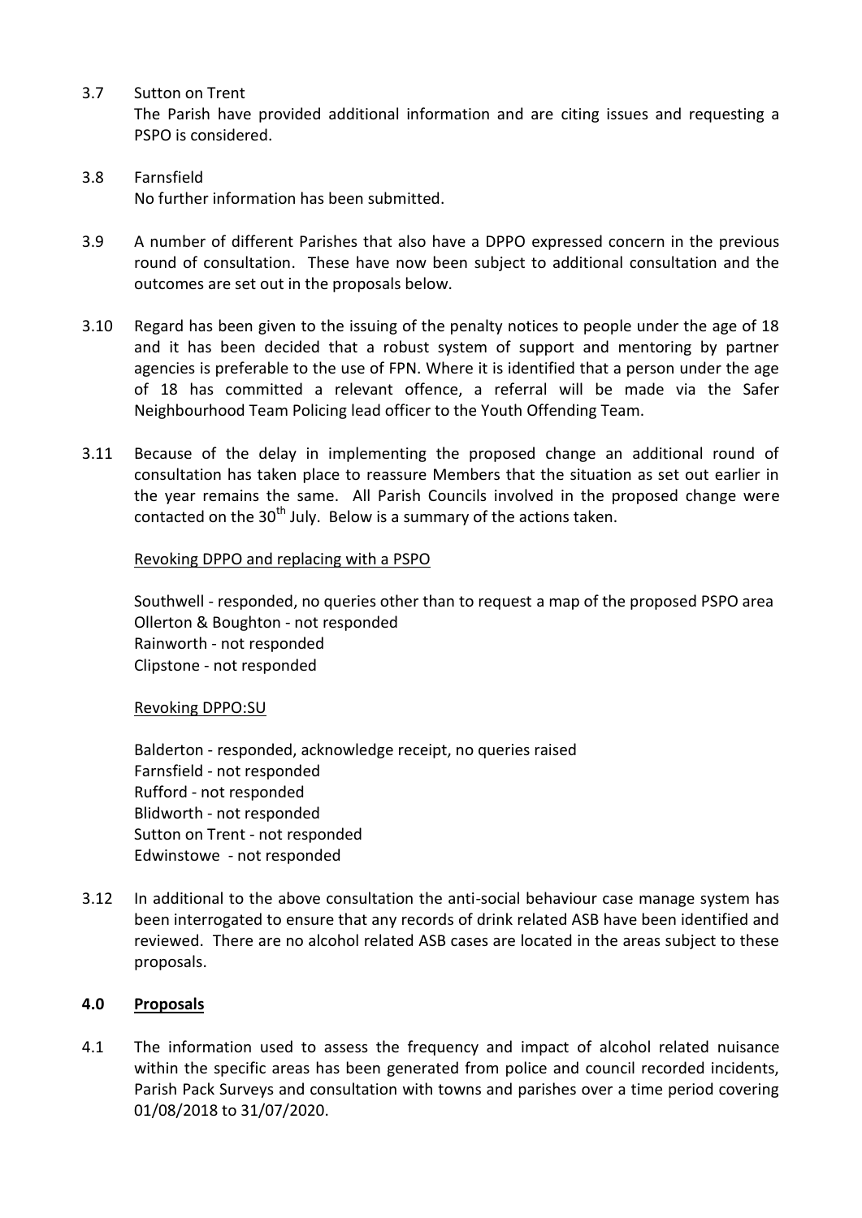3.7 Sutton on Trent

The Parish have provided additional information and are citing issues and requesting a PSPO is considered.

3.8 Farnsfield

No further information has been submitted.

3.9 A number of different Parishes that also have a DPPO expressed concern in the previous round of consultation. These have now been subject to additional consultation and the outcomes are set out in the proposals below.

3.10 Regard has been given to the issuing of the penalty notices to people under the age of 18 and it has been decided that a robust system of support and mentoring by partner agencies is preferable to the use of FPN. Where it is identified that a person under the age of 18 has committed a relevant offence, a referral will be made via the Safer Neighbourhood Team Policing lead officer to the Youth Offending Team.

3.11 Because of the delay in implementing the proposed change an additional round of consultation has taken place to reassure Members that the situation as set out earlier in the year remains the same. All Parish Councils involved in the proposed change were contacted on the 30th July. Below is a summary of the actions taken.

<u>Revoking DPPO and replacing with a PSPO</u>

Southwell - responded, no queries other than to request a map of the proposed PSPO area
Ollerton & Boughton - not responded
Rainworth - not responded
Clipstone - not responded

<u>Revoking DPPO:SU</u>

Balderton - responded, acknowledge receipt, no queries raised
Farnsfield - not responded
Rufford - not responded
Blidworth - not responded
Sutton on Trent - not responded
Edwinstowe - not responded

3.12 In additional to the above consultation the anti-social behaviour case manage system has been interrogated to ensure that any records of drink related ASB have been identified and reviewed. There are no alcohol related ASB cases are located in the areas subject to these proposals.

## 4.0 <u>Proposals</u>

4.1 The information used to assess the frequency and impact of alcohol related nuisance within the specific areas has been generated from police and council recorded incidents, Parish Pack Surveys and consultation with towns and parishes over a time period covering 01/08/2018 to 31/07/2020.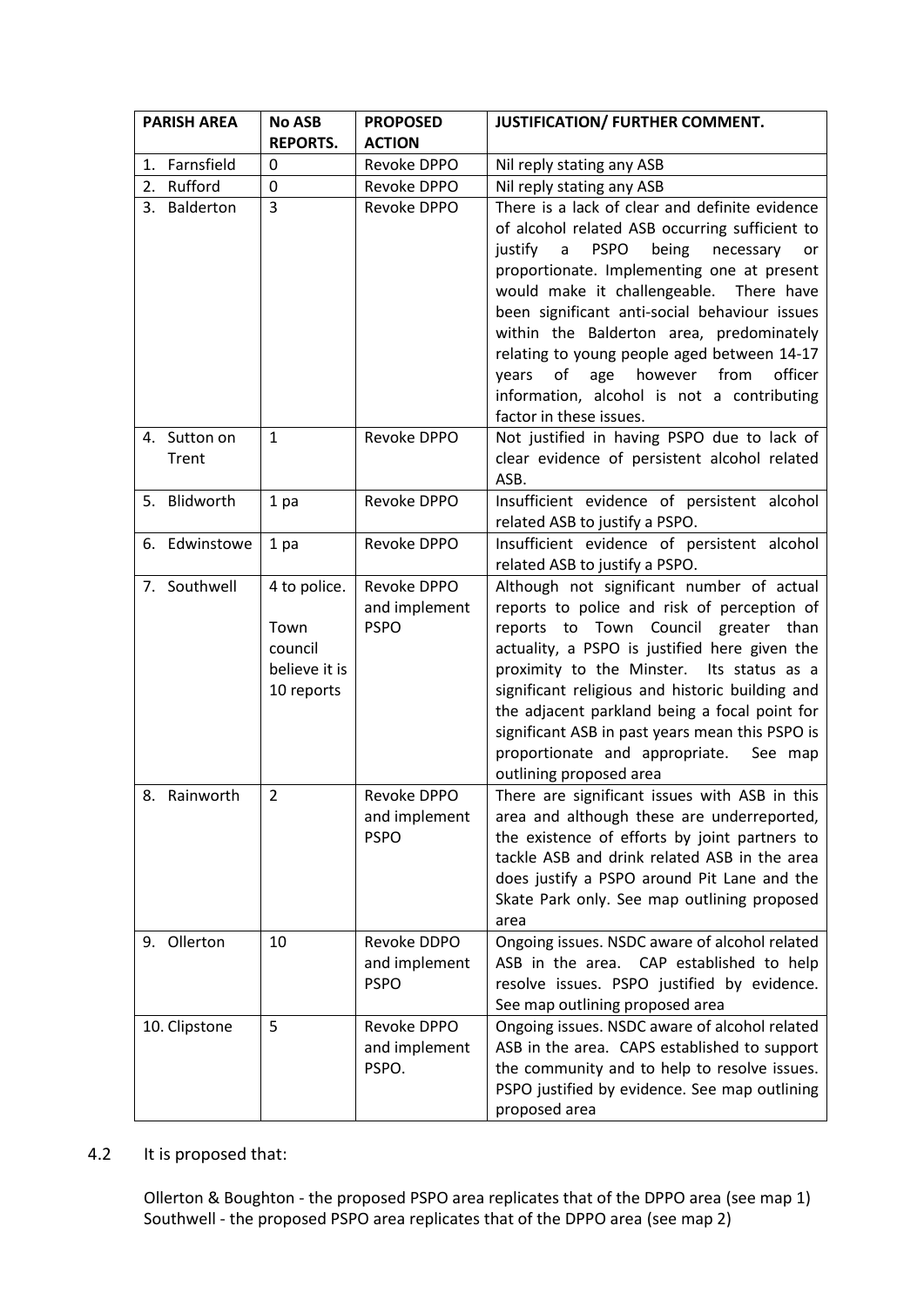| PARISH AREA | No ASB REPORTS. | PROPOSED ACTION | JUSTIFICATION/ FURTHER COMMENT. |
|---|---|---|---|
| 1. Farnsfield | 0 | Revoke DPPO | Nil reply stating any ASB |
| 2. Rufford | 0 | Revoke DPPO | Nil reply stating any ASB |
| 3. Balderton | 3 | Revoke DPPO | There is a lack of clear and definite evidence of alcohol related ASB occurring sufficient to justify a PSPO being necessary or proportionate. Implementing one at present would make it challengeable. There have been significant anti-social behaviour issues within the Balderton area, predominately relating to young people aged between 14-17 years of age however from officer information, alcohol is not a contributing factor in these issues. |
| 4. Sutton on Trent | 1 | Revoke DPPO | Not justified in having PSPO due to lack of clear evidence of persistent alcohol related ASB. |
| 5. Blidworth | 1 pa | Revoke DPPO | Insufficient evidence of persistent alcohol related ASB to justify a PSPO. |
| 6. Edwinstowe | 1 pa | Revoke DPPO | Insufficient evidence of persistent alcohol related ASB to justify a PSPO. |
| 7. Southwell | 4 to police. Town council believe it is 10 reports | Revoke DPPO and implement PSPO | Although not significant number of actual reports to police and risk of perception of reports to Town Council greater than actuality, a PSPO is justified here given the proximity to the Minster. Its status as a significant religious and historic building and the adjacent parkland being a focal point for significant ASB in past years mean this PSPO is proportionate and appropriate. See map outlining proposed area |
| 8. Rainworth | 2 | Revoke DPPO and implement PSPO | There are significant issues with ASB in this area and although these are underreported, the existence of efforts by joint partners to tackle ASB and drink related ASB in the area does justify a PSPO around Pit Lane and the Skate Park only. See map outlining proposed area |
| 9. Ollerton | 10 | Revoke DDPO and implement PSPO | Ongoing issues. NSDC aware of alcohol related ASB in the area. CAP established to help resolve issues. PSPO justified by evidence. See map outlining proposed area |
| 10. Clipstone | 5 | Revoke DPPO and implement PSPO. | Ongoing issues. NSDC aware of alcohol related ASB in the area. CAPS established to support the community and to help to resolve issues. PSPO justified by evidence. See map outlining proposed area |

4.2 It is proposed that:

Ollerton & Boughton - the proposed PSPO area replicates that of the DPPO area (see map 1)
Southwell - the proposed PSPO area replicates that of the DPPO area (see map 2)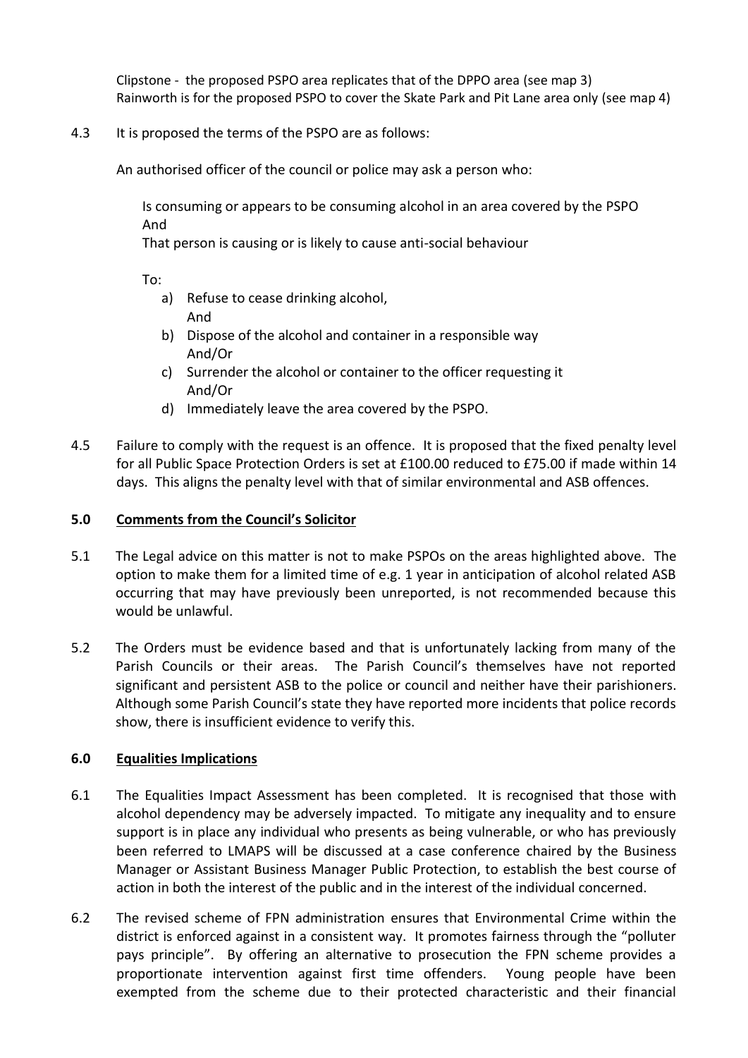Clipstone - the proposed PSPO area replicates that of the DPPO area (see map 3)
Rainworth is for the proposed PSPO to cover the Skate Park and Pit Lane area only (see map 4)

4.3 It is proposed the terms of the PSPO are as follows:

An authorised officer of the council or police may ask a person who:

Is consuming or appears to be consuming alcohol in an area covered by the PSPO
And
That person is causing or is likely to cause anti-social behaviour

To:

a) Refuse to cease drinking alcohol,
   And
b) Dispose of the alcohol and container in a responsible way
   And/Or
c) Surrender the alcohol or container to the officer requesting it
   And/Or
d) Immediately leave the area covered by the PSPO.

4.5 Failure to comply with the request is an offence. It is proposed that the fixed penalty level for all Public Space Protection Orders is set at £100.00 reduced to £75.00 if made within 14 days. This aligns the penalty level with that of similar environmental and ASB offences.

## 5.0 Comments from the Council's Solicitor

5.1 The Legal advice on this matter is not to make PSPOs on the areas highlighted above. The option to make them for a limited time of e.g. 1 year in anticipation of alcohol related ASB occurring that may have previously been unreported, is not recommended because this would be unlawful.

5.2 The Orders must be evidence based and that is unfortunately lacking from many of the Parish Councils or their areas. The Parish Council's themselves have not reported significant and persistent ASB to the police or council and neither have their parishioners. Although some Parish Council's state they have reported more incidents that police records show, there is insufficient evidence to verify this.

## 6.0 Equalities Implications

6.1 The Equalities Impact Assessment has been completed. It is recognised that those with alcohol dependency may be adversely impacted. To mitigate any inequality and to ensure support is in place any individual who presents as being vulnerable, or who has previously been referred to LMAPS will be discussed at a case conference chaired by the Business Manager or Assistant Business Manager Public Protection, to establish the best course of action in both the interest of the public and in the interest of the individual concerned.

6.2 The revised scheme of FPN administration ensures that Environmental Crime within the district is enforced against in a consistent way. It promotes fairness through the "polluter pays principle". By offering an alternative to prosecution the FPN scheme provides a proportionate intervention against first time offenders. Young people have been exempted from the scheme due to their protected characteristic and their financial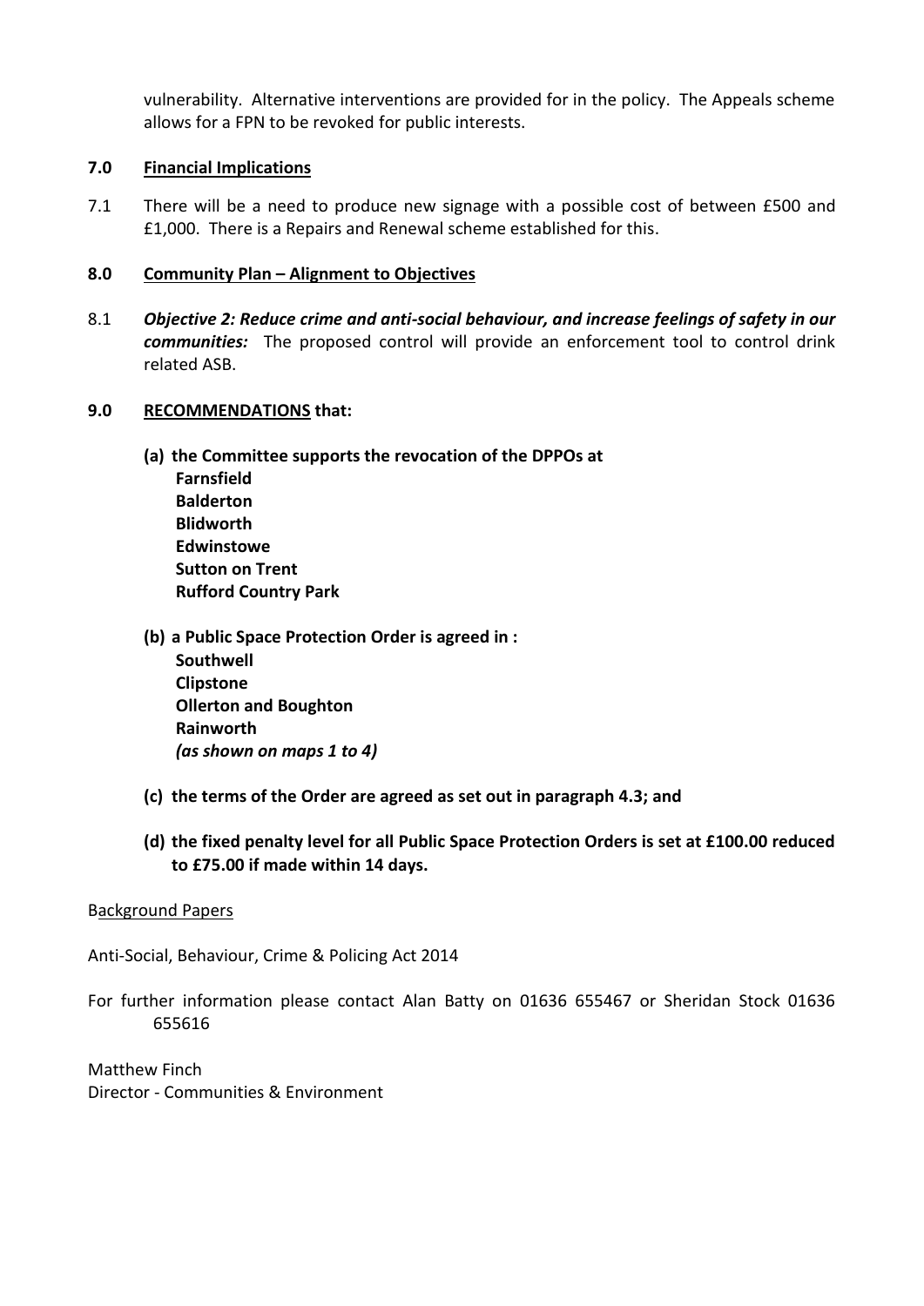vulnerability. Alternative interventions are provided for in the policy. The Appeals scheme allows for a FPN to be revoked for public interests.

## 7.0 Financial Implications

7.1 There will be a need to produce new signage with a possible cost of between £500 and £1,000. There is a Repairs and Renewal scheme established for this.

## 8.0 Community Plan – Alignment to Objectives

8.1 ***Objective 2: Reduce crime and anti-social behaviour, and increase feelings of safety in our communities:*** The proposed control will provide an enforcement tool to control drink related ASB.

## 9.0 RECOMMENDATIONS that:

**(a) the Committee supports the revocation of the DPPOs at**
**Farnsfield**
**Balderton**
**Blidworth**
**Edwinstowe**
**Sutton on Trent**
**Rufford Country Park**

**(b) a Public Space Protection Order is agreed in :**
**Southwell**
**Clipstone**
**Ollerton and Boughton**
**Rainworth**
***(as shown on maps 1 to 4)***

**(c) the terms of the Order are agreed as set out in paragraph 4.3; and**

**(d) the fixed penalty level for all Public Space Protection Orders is set at £100.00 reduced to £75.00 if made within 14 days.**

Background Papers

Anti-Social, Behaviour, Crime & Policing Act 2014

For further information please contact Alan Batty on 01636 655467 or Sheridan Stock 01636 655616

Matthew Finch
Director - Communities & Environment